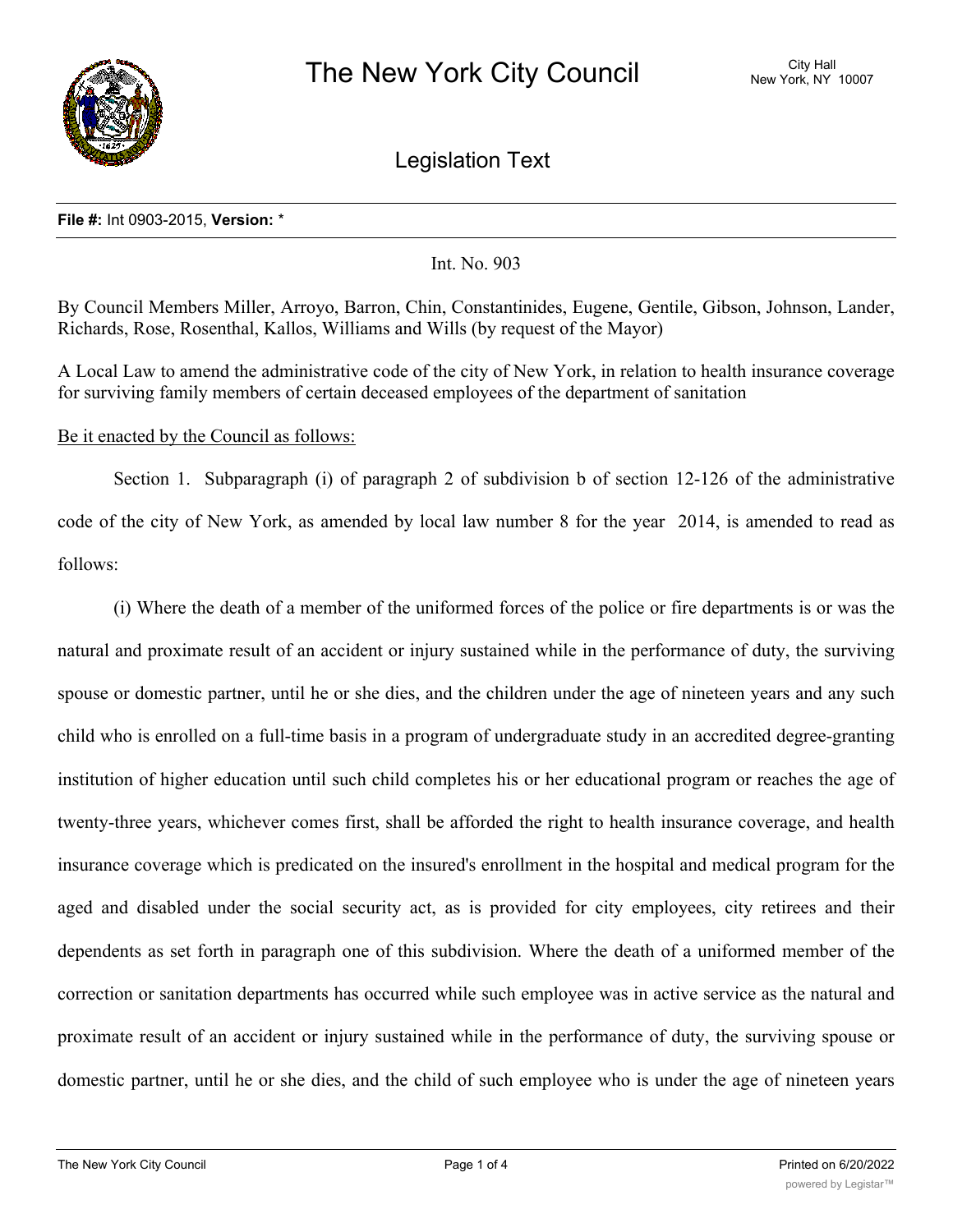# The New York City Council

City Hall
New York, NY 10007

## Legislation Text

**File #:** Int 0903-2015, **Version:** *

Int. No. 903

By Council Members Miller, Arroyo, Barron, Chin, Constantinides, Eugene, Gentile, Gibson, Johnson, Lander, Richards, Rose, Rosenthal, Kallos, Williams and Wills (by request of the Mayor)

A Local Law to amend the administrative code of the city of New York, in relation to health insurance coverage for surviving family members of certain deceased employees of the department of sanitation

Be it enacted by the Council as follows:

Section 1. Subparagraph (i) of paragraph 2 of subdivision b of section 12-126 of the administrative code of the city of New York, as amended by local law number 8 for the year 2014, is amended to read as follows:

(i) Where the death of a member of the uniformed forces of the police or fire departments is or was the natural and proximate result of an accident or injury sustained while in the performance of duty, the surviving spouse or domestic partner, until he or she dies, and the children under the age of nineteen years and any such child who is enrolled on a full-time basis in a program of undergraduate study in an accredited degree-granting institution of higher education until such child completes his or her educational program or reaches the age of twenty-three years, whichever comes first, shall be afforded the right to health insurance coverage, and health insurance coverage which is predicated on the insured's enrollment in the hospital and medical program for the aged and disabled under the social security act, as is provided for city employees, city retirees and their dependents as set forth in paragraph one of this subdivision. Where the death of a uniformed member of the correction or sanitation departments has occurred while such employee was in active service as the natural and proximate result of an accident or injury sustained while in the performance of duty, the surviving spouse or domestic partner, until he or she dies, and the child of such employee who is under the age of nineteen years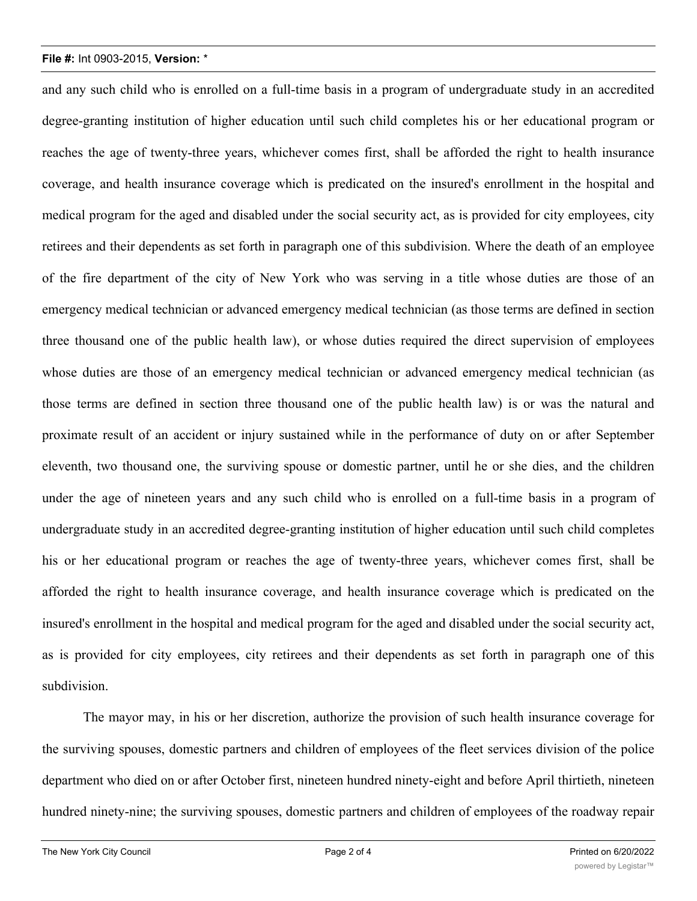and any such child who is enrolled on a full-time basis in a program of undergraduate study in an accredited degree-granting institution of higher education until such child completes his or her educational program or reaches the age of twenty-three years, whichever comes first, shall be afforded the right to health insurance coverage, and health insurance coverage which is predicated on the insured's enrollment in the hospital and medical program for the aged and disabled under the social security act, as is provided for city employees, city retirees and their dependents as set forth in paragraph one of this subdivision. Where the death of an employee of the fire department of the city of New York who was serving in a title whose duties are those of an emergency medical technician or advanced emergency medical technician (as those terms are defined in section three thousand one of the public health law), or whose duties required the direct supervision of employees whose duties are those of an emergency medical technician or advanced emergency medical technician (as those terms are defined in section three thousand one of the public health law) is or was the natural and proximate result of an accident or injury sustained while in the performance of duty on or after September eleventh, two thousand one, the surviving spouse or domestic partner, until he or she dies, and the children under the age of nineteen years and any such child who is enrolled on a full-time basis in a program of undergraduate study in an accredited degree-granting institution of higher education until such child completes his or her educational program or reaches the age of twenty-three years, whichever comes first, shall be afforded the right to health insurance coverage, and health insurance coverage which is predicated on the insured's enrollment in the hospital and medical program for the aged and disabled under the social security act, as is provided for city employees, city retirees and their dependents as set forth in paragraph one of this subdivision.

The mayor may, in his or her discretion, authorize the provision of such health insurance coverage for the surviving spouses, domestic partners and children of employees of the fleet services division of the police department who died on or after October first, nineteen hundred ninety-eight and before April thirtieth, nineteen hundred ninety-nine; the surviving spouses, domestic partners and children of employees of the roadway repair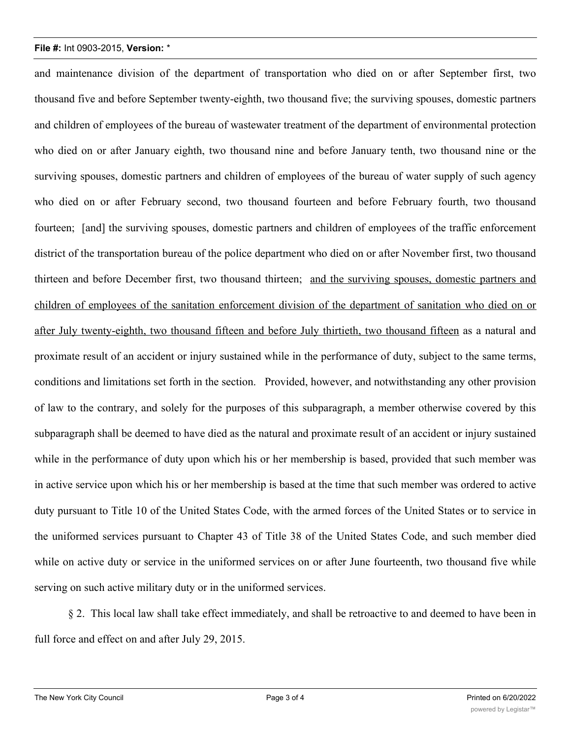and maintenance division of the department of transportation who died on or after September first, two thousand five and before September twenty-eighth, two thousand five; the surviving spouses, domestic partners and children of employees of the bureau of wastewater treatment of the department of environmental protection who died on or after January eighth, two thousand nine and before January tenth, two thousand nine or the surviving spouses, domestic partners and children of employees of the bureau of water supply of such agency who died on or after February second, two thousand fourteen and before February fourth, two thousand fourteen; [and] the surviving spouses, domestic partners and children of employees of the traffic enforcement district of the transportation bureau of the police department who died on or after November first, two thousand thirteen and before December first, two thousand thirteen; <u>and the surviving spouses, domestic partners and children of employees of the sanitation enforcement division of the department of sanitation who died on or after July twenty-eighth, two thousand fifteen and before July thirtieth, two thousand fifteen</u> as a natural and proximate result of an accident or injury sustained while in the performance of duty, subject to the same terms, conditions and limitations set forth in the section. Provided, however, and notwithstanding any other provision of law to the contrary, and solely for the purposes of this subparagraph, a member otherwise covered by this subparagraph shall be deemed to have died as the natural and proximate result of an accident or injury sustained while in the performance of duty upon which his or her membership is based, provided that such member was in active service upon which his or her membership is based at the time that such member was ordered to active duty pursuant to Title 10 of the United States Code, with the armed forces of the United States or to service in the uniformed services pursuant to Chapter 43 of Title 38 of the United States Code, and such member died while on active duty or service in the uniformed services on or after June fourteenth, two thousand five while serving on such active military duty or in the uniformed services.

§ 2. This local law shall take effect immediately, and shall be retroactive to and deemed to have been in full force and effect on and after July 29, 2015.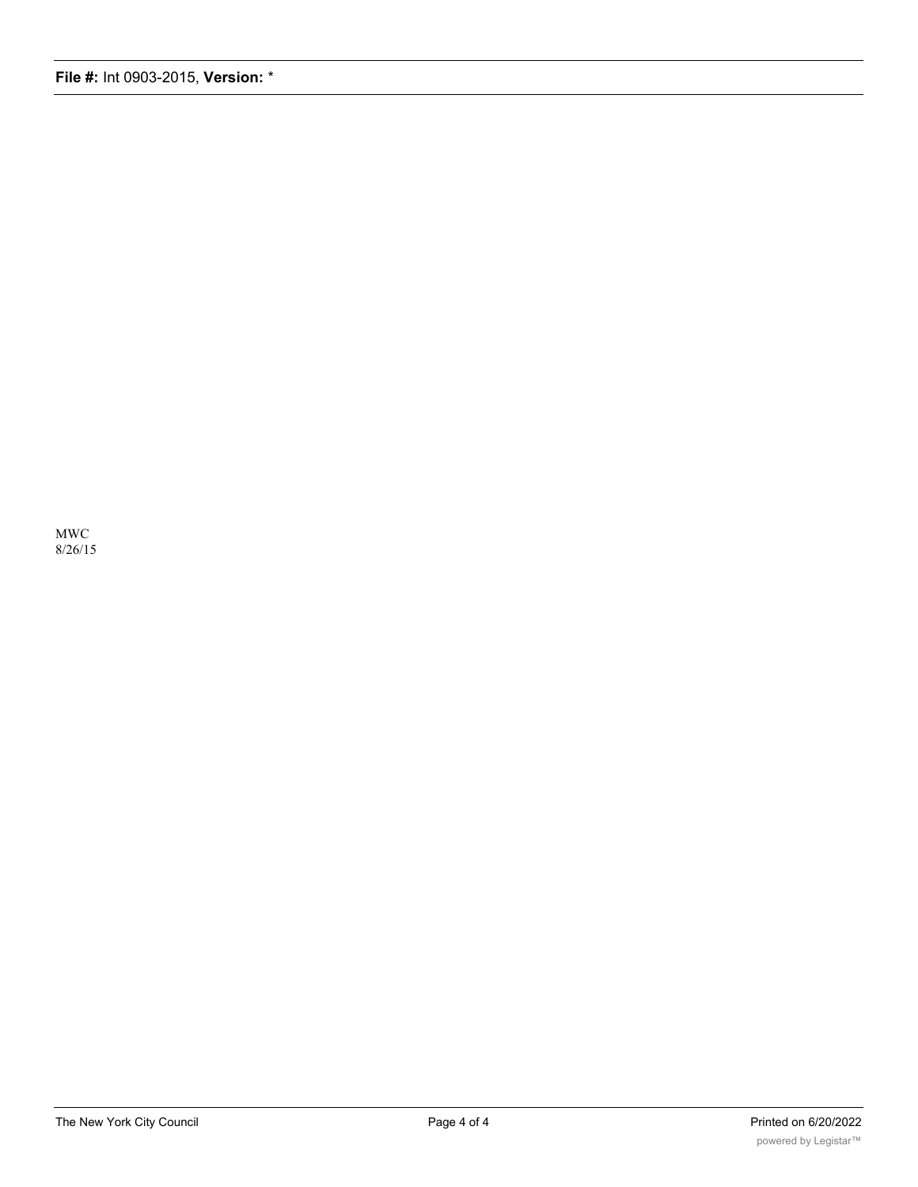MWC
8/26/15